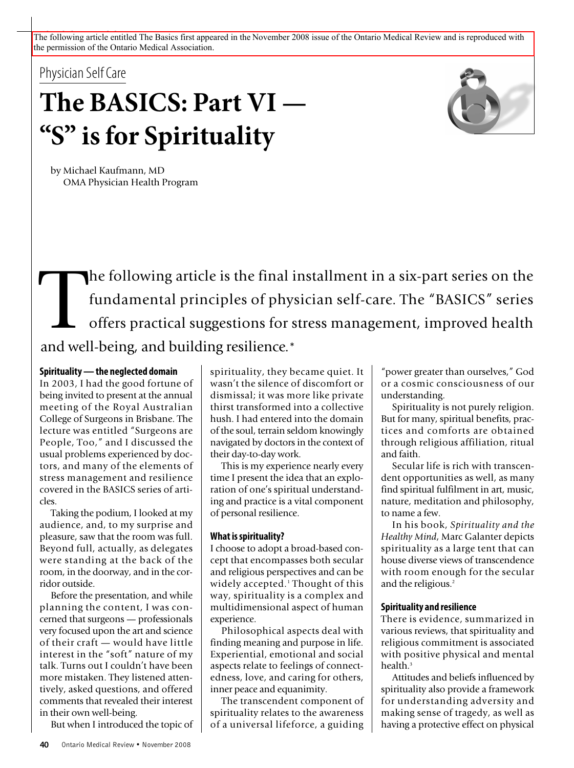The following article entitled The Basics first appeared in the November 2008 issue of the Ontario Medical Review and is reproduced with the permission of the Ontario Medical Association.

Physician Self Care

# The BASICS: Part VI — "S" is for Spirituality

by Michael Kaufmann, MD
OMA Physician Health Program

The following article is the final installment in a six-part series on the fundamental principles of physician self-care. The "BASICS" series offers practical suggestions for stress management, improved health and well-being, and building resilience.*

## Spirituality — the neglected domain

In 2003, I had the good fortune of being invited to present at the annual meeting of the Royal Australian College of Surgeons in Brisbane. The lecture was entitled "Surgeons are People, Too," and I discussed the usual problems experienced by doctors, and many of the elements of stress management and resilience covered in the BASICS series of articles.

Taking the podium, I looked at my audience, and, to my surprise and pleasure, saw that the room was full. Beyond full, actually, as delegates were standing at the back of the room, in the doorway, and in the corridor outside.

Before the presentation, and while planning the content, I was concerned that surgeons — professionals very focused upon the art and science of their craft — would have little interest in the "soft" nature of my talk. Turns out I couldn't have been more mistaken. They listened attentively, asked questions, and offered comments that revealed their interest in their own well-being.

But when I introduced the topic of spirituality, they became quiet. It wasn't the silence of discomfort or dismissal; it was more like private thirst transformed into a collective hush. I had entered into the domain of the soul, terrain seldom knowingly navigated by doctors in the context of their day-to-day work.

This is my experience nearly every time I present the idea that an exploration of one's spiritual understanding and practice is a vital component of personal resilience.

## What is spirituality?

I choose to adopt a broad-based concept that encompasses both secular and religious perspectives and can be widely accepted.[1] Thought of this way, spirituality is a complex and multidimensional aspect of human experience.

Philosophical aspects deal with finding meaning and purpose in life. Experiential, emotional and social aspects relate to feelings of connectedness, love, and caring for others, inner peace and equanimity.

The transcendent component of spirituality relates to the awareness of a universal lifeforce, a guiding "power greater than ourselves," God or a cosmic consciousness of our understanding.

Spirituality is not purely religion. But for many, spiritual benefits, practices and comforts are obtained through religious affiliation, ritual and faith.

Secular life is rich with transcendent opportunities as well, as many find spiritual fulfilment in art, music, nature, meditation and philosophy, to name a few.

In his book, *Spirituality and the Healthy Mind*, Marc Galanter depicts spirituality as a large tent that can house diverse views of transcendence with room enough for the secular and the religious.[2]

## Spirituality and resilience

There is evidence, summarized in various reviews, that spirituality and religious commitment is associated with positive physical and mental health.[3]

Attitudes and beliefs influenced by spirituality also provide a framework for understanding adversity and making sense of tragedy, as well as having a protective effect on physical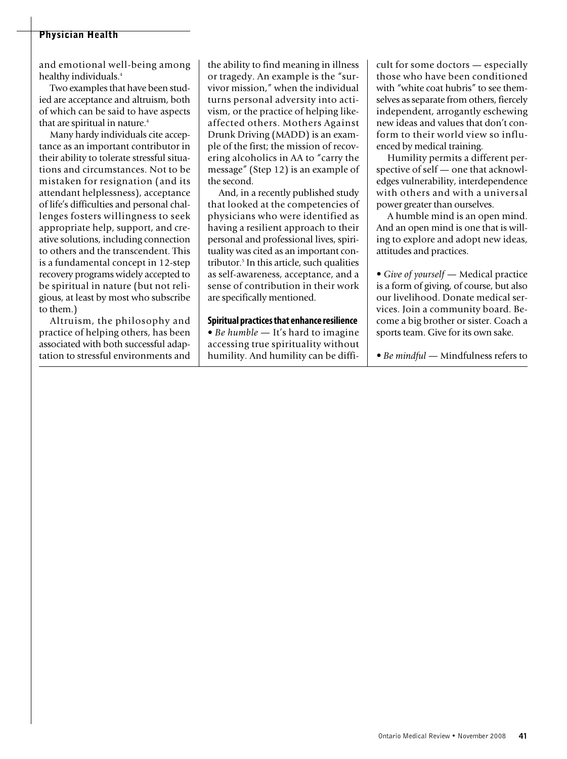and emotional well-being among healthy individuals.[4]

Two examples that have been studied are acceptance and altruism, both of which can be said to have aspects that are spiritual in nature.[4]

Many hardy individuals cite acceptance as an important contributor in their ability to tolerate stressful situations and circumstances. Not to be mistaken for resignation (and its attendant helplessness), acceptance of life's difficulties and personal challenges fosters willingness to seek appropriate help, support, and creative solutions, including connection to others and the transcendent. This is a fundamental concept in 12-step recovery programs widely accepted to be spiritual in nature (but not religious, at least by most who subscribe to them.)

Altruism, the philosophy and practice of helping others, has been associated with both successful adaptation to stressful environments and the ability to find meaning in illness or tragedy. An example is the "survivor mission," when the individual turns personal adversity into activism, or the practice of helping like-affected others. Mothers Against Drunk Driving (MADD) is an example of the first; the mission of recovering alcoholics in AA to "carry the message" (Step 12) is an example of the second.

And, in a recently published study that looked at the competencies of physicians who were identified as having a resilient approach to their personal and professional lives, spirituality was cited as an important contributor.[5] In this article, such qualities as self-awareness, acceptance, and a sense of contribution in their work are specifically mentioned.

**Spiritual practices that enhance resilience**

• *Be humble* — It's hard to imagine accessing true spirituality without humility. And humility can be difficult for some doctors — especially those who have been conditioned with "white coat hubris" to see themselves as separate from others, fiercely independent, arrogantly eschewing new ideas and values that don't conform to their world view so influenced by medical training.

Humility permits a different perspective of self — one that acknowledges vulnerability, interdependence with others and with a universal power greater than ourselves.

A humble mind is an open mind. And an open mind is one that is willing to explore and adopt new ideas, attitudes and practices.

• *Give of yourself* — Medical practice is a form of giving, of course, but also our livelihood. Donate medical services. Join a community board. Become a big brother or sister. Coach a sports team. Give for its own sake.

• *Be mindful* — Mindfulness refers to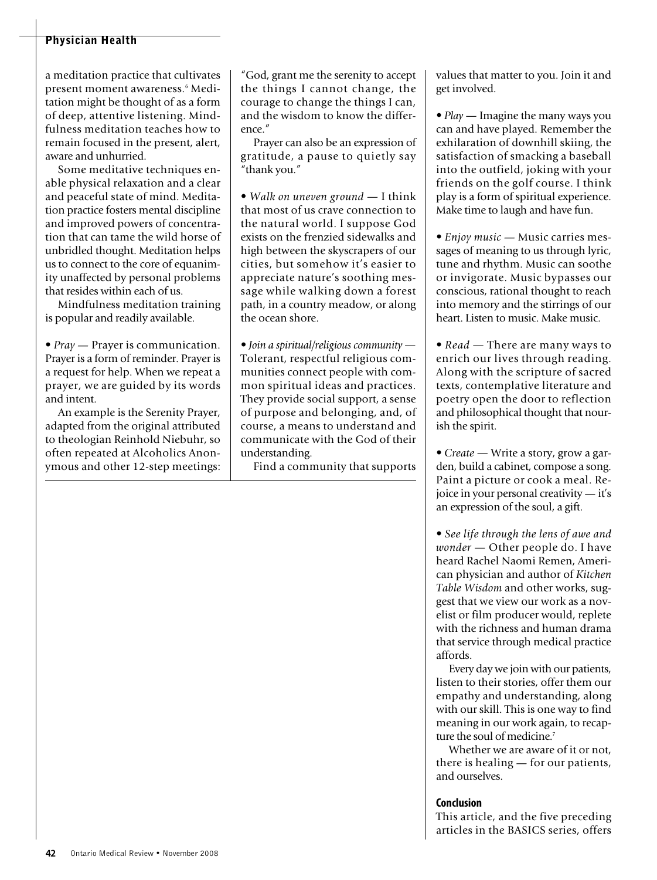a meditation practice that cultivates present moment awareness.[6] Meditation might be thought of as a form of deep, attentive listening. Mindfulness meditation teaches how to remain focused in the present, alert, aware and unhurried.

Some meditative techniques enable physical relaxation and a clear and peaceful state of mind. Meditation practice fosters mental discipline and improved powers of concentration that can tame the wild horse of unbridled thought. Meditation helps us to connect to the core of equanimity unaffected by personal problems that resides within each of us.

Mindfulness meditation training is popular and readily available.

- *Pray* — Prayer is communication. Prayer is a form of reminder. Prayer is a request for help. When we repeat a prayer, we are guided by its words and intent.

An example is the Serenity Prayer, adapted from the original attributed to theologian Reinhold Niebuhr, so often repeated at Alcoholics Anonymous and other 12-step meetings: "God, grant me the serenity to accept the things I cannot change, the courage to change the things I can, and the wisdom to know the difference."

Prayer can also be an expression of gratitude, a pause to quietly say "thank you."

- *Walk on uneven ground* — I think that most of us crave connection to the natural world. I suppose God exists on the frenzied sidewalks and high between the skyscrapers of our cities, but somehow it's easier to appreciate nature's soothing message while walking down a forest path, in a country meadow, or along the ocean shore.

- *Join a spiritual/religious community* — Tolerant, respectful religious communities connect people with common spiritual ideas and practices. They provide social support, a sense of purpose and belonging, and, of course, a means to understand and communicate with the God of their understanding.

Find a community that supports values that matter to you. Join it and get involved.

- *Play* — Imagine the many ways you can and have played. Remember the exhilaration of downhill skiing, the satisfaction of smacking a baseball into the outfield, joking with your friends on the golf course. I think play is a form of spiritual experience. Make time to laugh and have fun.

- *Enjoy music* — Music carries messages of meaning to us through lyric, tune and rhythm. Music can soothe or invigorate. Music bypasses our conscious, rational thought to reach into memory and the stirrings of our heart. Listen to music. Make music.

- *Read* — There are many ways to enrich our lives through reading. Along with the scripture of sacred texts, contemplative literature and poetry open the door to reflection and philosophical thought that nourish the spirit.

- *Create* — Write a story, grow a garden, build a cabinet, compose a song. Paint a picture or cook a meal. Rejoice in your personal creativity — it's an expression of the soul, a gift.

- *See life through the lens of awe and wonder* — Other people do. I have heard Rachel Naomi Remen, American physician and author of *Kitchen Table Wisdom* and other works, suggest that we view our work as a novelist or film producer would, replete with the richness and human drama that service through medical practice affords.

Every day we join with our patients, listen to their stories, offer them our empathy and understanding, along with our skill. This is one way to find meaning in our work again, to recapture the soul of medicine.[7]

Whether we are aware of it or not, there is healing — for our patients, and ourselves.

## Conclusion

This article, and the five preceding articles in the BASICS series, offers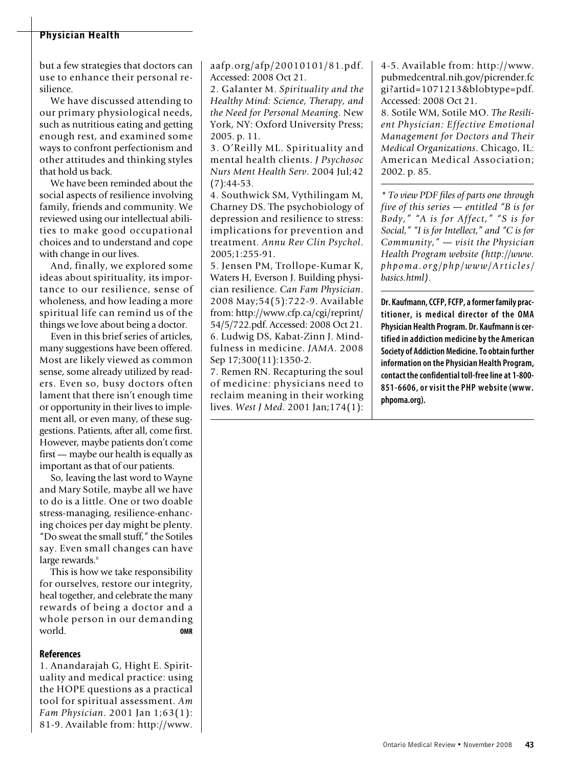but a few strategies that doctors can use to enhance their personal resilience.

We have discussed attending to our primary physiological needs, such as nutritious eating and getting enough rest, and examined some ways to confront perfectionism and other attitudes and thinking styles that hold us back.

We have been reminded about the social aspects of resilience involving family, friends and community. We reviewed using our intellectual abilities to make good occupational choices and to understand and cope with change in our lives.

And, finally, we explored some ideas about spirituality, its importance to our resilience, sense of wholeness, and how leading a more spiritual life can remind us of the things we love about being a doctor.

Even in this brief series of articles, many suggestions have been offered. Most are likely viewed as common sense, some already utilized by readers. Even so, busy doctors often lament that there isn't enough time or opportunity in their lives to implement all, or even many, of these suggestions. Patients, after all, come first. However, maybe patients don't come first — maybe our health is equally as important as that of our patients.

So, leaving the last word to Wayne and Mary Sotile, maybe all we have to do is a little. One or two doable stress-managing, resilience-enhancing choices per day might be plenty. "Do sweat the small stuff," the Sotiles say. Even small changes can have large rewards.[8]

This is how we take responsibility for ourselves, restore our integrity, heal together, and celebrate the many rewards of being a doctor and a whole person in our demanding world. **OMR**

### References

1. Anandarajah G, Hight E. Spirituality and medical practice: using the HOPE questions as a practical tool for spiritual assessment. *Am Fam Physician*. 2001 Jan 1;63(1):81-9. Available from: http://www.aafp.org/afp/20010101/81.pdf. Accessed: 2008 Oct 21.
2. Galanter M. *Spirituality and the Healthy Mind: Science, Therapy, and the Need for Personal Meaning*. New York, NY: Oxford University Press; 2005. p. 11.
3. O'Reilly ML. Spirituality and mental health clients. *J Psychosoc Nurs Ment Health Serv*. 2004 Jul;42(7):44-53.
4. Southwick SM, Vythilingam M, Charney DS. The psychobiology of depression and resilience to stress: implications for prevention and treatment. *Annu Rev Clin Psychol*. 2005;1:255-91.
5. Jensen PM, Trollope-Kumar K, Waters H, Everson J. Building physician resilience. *Can Fam Physician*. 2008 May;54(5):722-9. Available from: http://www.cfp.ca/cgi/reprint/54/5/722.pdf. Accessed: 2008 Oct 21.
6. Ludwig DS, Kabat-Zinn J. Mindfulness in medicine. *JAMA*. 2008 Sep 17;300(11):1350-2.
7. Remen RN. Recapturing the soul of medicine: physicians need to reclaim meaning in their working lives. *West J Med*. 2001 Jan;174(1):4-5. Available from: http://www.pubmedcentral.nih.gov/picrender.fcgi?artid=1071213&blobtype=pdf. Accessed: 2008 Oct 21.
8. Sotile WM, Sotile MO. *The Resilient Physician: Effective Emotional Management for Doctors and Their Medical Organizations*. Chicago, IL: American Medical Association; 2002. p. 85.

---

*\* To view PDF files of parts one through five of this series — entitled "B is for Body," "A is for Affect," "S is for Social," "I is for Intellect," and "C is for Community," — visit the Physician Health Program website (http://www.phpoma.org/php/www/Articles/basics.html).*

---

**Dr. Kaufmann, CCFP, FCFP, a former family practitioner, is medical director of the OMA Physician Health Program. Dr. Kaufmann is certified in addiction medicine by the American Society of Addiction Medicine. To obtain further information on the Physician Health Program, contact the confidential toll-free line at 1-800-851-6606, or visit the PHP website (www.phpoma.org).**